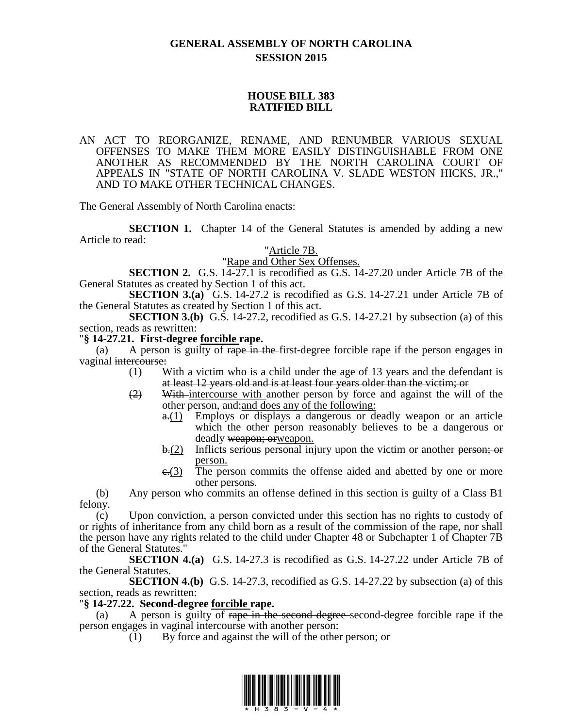# GENERAL ASSEMBLY OF NORTH CAROLINA
## SESSION 2015

## HOUSE BILL 383
## RATIFIED BILL

AN ACT TO REORGANIZE, RENAME, AND RENUMBER VARIOUS SEXUAL OFFENSES TO MAKE THEM MORE EASILY DISTINGUISHABLE FROM ONE ANOTHER AS RECOMMENDED BY THE NORTH CAROLINA COURT OF APPEALS IN "STATE OF NORTH CAROLINA V. SLADE WESTON HICKS, JR.," AND TO MAKE OTHER TECHNICAL CHANGES.

The General Assembly of North Carolina enacts:

**SECTION 1.** Chapter 14 of the General Statutes is amended by adding a new Article to read:

"<u>Article 7B.</u>

"<u>Rape and Other Sex Offenses.</u>

**SECTION 2.** G.S. 14-27.1 is recodified as G.S. 14-27.20 under Article 7B of the General Statutes as created by Section 1 of this act.

**SECTION 3.(a)** G.S. 14-27.2 is recodified as G.S. 14-27.21 under Article 7B of the General Statutes as created by Section 1 of this act.

**SECTION 3.(b)** G.S. 14-27.2, recodified as G.S. 14-27.21 by subsection (a) of this section, reads as rewritten:

"**§ 14-27.21. First-degree <u>forcible</u> rape.**

(a) A person is guilty of ~~rape in the~~ first-degree <u>forcible rape</u> if the person engages in vaginal ~~intercourse:~~

~~(1) With a victim who is a child under the age of 13 years and the defendant is at least 12 years old and is at least four years older than the victim; or~~

~~(2)~~ ~~With~~ <u>intercourse with</u> another person by force and against the will of the other person, ~~and:~~<u>and does any of the following:</u>

~~a.~~<u>(1)</u> Employs or displays a dangerous or deadly weapon or an article which the other person reasonably believes to be a dangerous or deadly ~~weapon; or~~<u>weapon.</u>

~~b.~~<u>(2)</u> Inflicts serious personal injury upon the victim or another ~~person; or~~ <u>person.</u>

~~c.~~<u>(3)</u> The person commits the offense aided and abetted by one or more other persons.

(b) Any person who commits an offense defined in this section is guilty of a Class B1 felony.

(c) Upon conviction, a person convicted under this section has no rights to custody of or rights of inheritance from any child born as a result of the commission of the rape, nor shall the person have any rights related to the child under Chapter 48 or Subchapter 1 of Chapter 7B of the General Statutes."

**SECTION 4.(a)** G.S. 14-27.3 is recodified as G.S. 14-27.22 under Article 7B of the General Statutes.

**SECTION 4.(b)** G.S. 14-27.3, recodified as G.S. 14-27.22 by subsection (a) of this section, reads as rewritten:

"**§ 14-27.22. Second-degree <u>forcible</u> rape.**

(a) A person is guilty of ~~rape in the second degree~~ <u>second-degree forcible rape</u> if the person engages in vaginal intercourse with another person:

(1) By force and against the will of the other person; or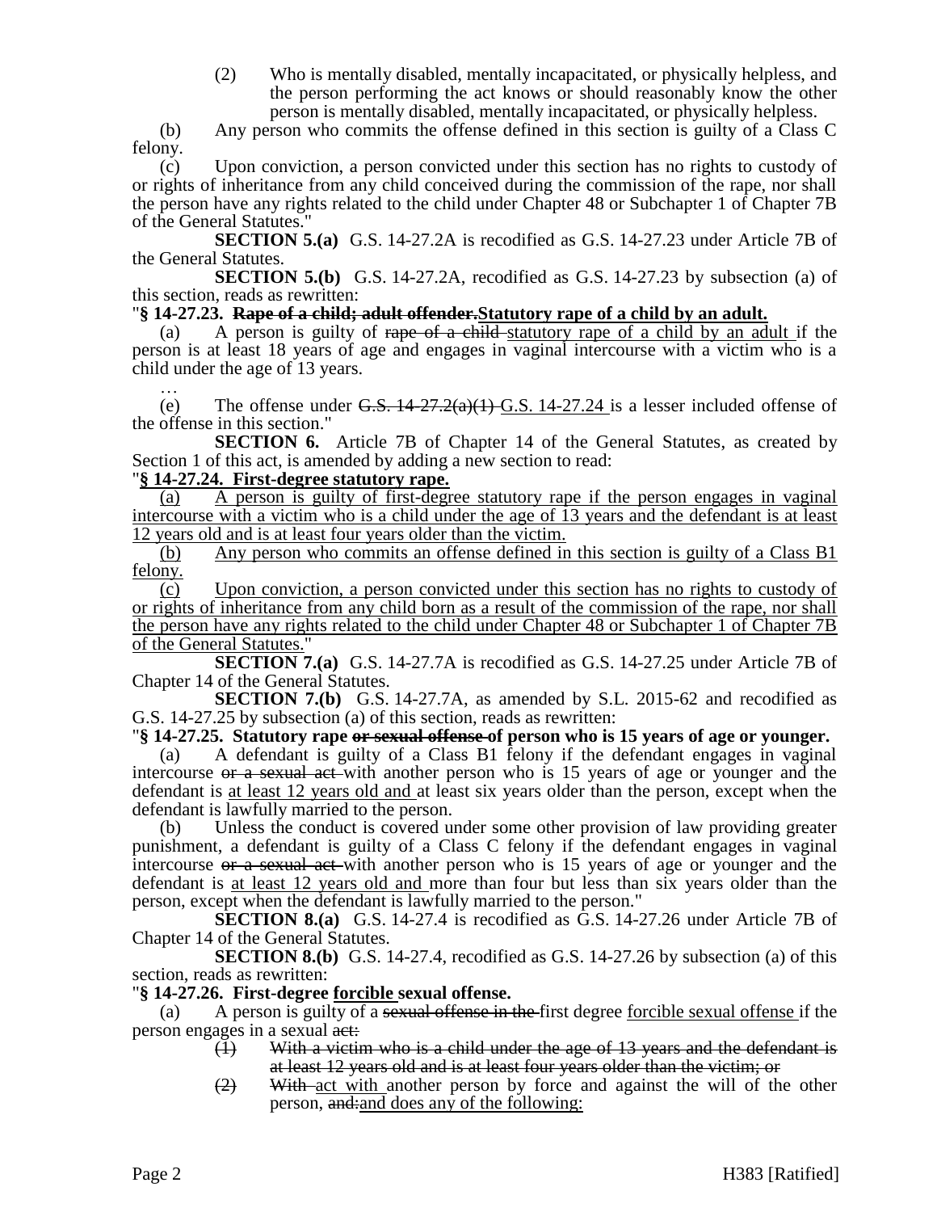(2) Who is mentally disabled, mentally incapacitated, or physically helpless, and the person performing the act knows or should reasonably know the other person is mentally disabled, mentally incapacitated, or physically helpless.

(b) Any person who commits the offense defined in this section is guilty of a Class C felony.

(c) Upon conviction, a person convicted under this section has no rights to custody of or rights of inheritance from any child conceived during the commission of the rape, nor shall the person have any rights related to the child under Chapter 48 or Subchapter 1 of Chapter 7B of the General Statutes."

**SECTION 5.(a)** G.S. 14-27.2A is recodified as G.S. 14-27.23 under Article 7B of the General Statutes.

**SECTION 5.(b)** G.S. 14-27.2A, recodified as G.S. 14-27.23 by subsection (a) of this section, reads as rewritten:

**"§ 14-27.23. ~~Rape of a child; adult offender.~~<u>Statutory rape of a child by an adult.</u>**

(a) A person is guilty of ~~rape of a child~~ <u>statutory rape of a child by an adult</u> if the person is at least 18 years of age and engages in vaginal intercourse with a victim who is a child under the age of 13 years.

…

(e) The offense under ~~G.S. 14-27.2(a)(1)~~ <u>G.S. 14-27.24</u> is a lesser included offense of the offense in this section."

**SECTION 6.** Article 7B of Chapter 14 of the General Statutes, as created by Section 1 of this act, is amended by adding a new section to read:

**"<u>§ 14-27.24. First-degree statutory rape.</u>**

<u>(a) A person is guilty of first-degree statutory rape if the person engages in vaginal intercourse with a victim who is a child under the age of 13 years and the defendant is at least 12 years old and is at least four years older than the victim.</u>

<u>(b) Any person who commits an offense defined in this section is guilty of a Class B1 felony.</u>

<u>(c) Upon conviction, a person convicted under this section has no rights to custody of or rights of inheritance from any child born as a result of the commission of the rape, nor shall the person have any rights related to the child under Chapter 48 or Subchapter 1 of Chapter 7B of the General Statutes.</u>"

**SECTION 7.(a)** G.S. 14-27.7A is recodified as G.S. 14-27.25 under Article 7B of Chapter 14 of the General Statutes.

**SECTION 7.(b)** G.S. 14-27.7A, as amended by S.L. 2015-62 and recodified as G.S. 14-27.25 by subsection (a) of this section, reads as rewritten:

**"§ 14-27.25. Statutory rape ~~or sexual offense~~ of person who is 15 years of age or younger.**

(a) A defendant is guilty of a Class B1 felony if the defendant engages in vaginal intercourse ~~or a sexual act~~ with another person who is 15 years of age or younger and the defendant is <u>at least 12 years old and</u> at least six years older than the person, except when the defendant is lawfully married to the person.

(b) Unless the conduct is covered under some other provision of law providing greater punishment, a defendant is guilty of a Class C felony if the defendant engages in vaginal intercourse ~~or a sexual act~~ with another person who is 15 years of age or younger and the defendant is <u>at least 12 years old and</u> more than four but less than six years older than the person, except when the defendant is lawfully married to the person."

**SECTION 8.(a)** G.S. 14-27.4 is recodified as G.S. 14-27.26 under Article 7B of Chapter 14 of the General Statutes.

**SECTION 8.(b)** G.S. 14-27.4, recodified as G.S. 14-27.26 by subsection (a) of this section, reads as rewritten:

**"§ 14-27.26. First-degree <u>forcible</u> sexual offense.**

(a) A person is guilty of a ~~sexual offense in the~~ first degree <u>forcible sexual offense</u> if the person engages in a sexual ~~act:~~

~~(1) With a victim who is a child under the age of 13 years and the defendant is at least 12 years old and is at least four years older than the victim; or~~

~~(2) With~~ <u>act with</u> another person by force and against the will of the other person, ~~and:~~<u>and does any of the following:</u>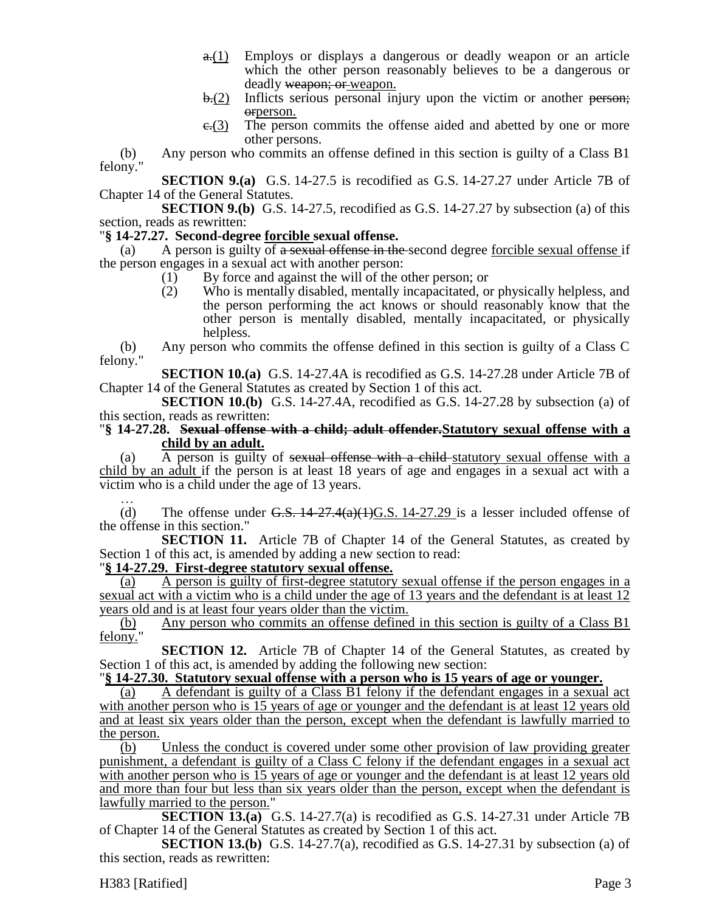~~a.~~(1) Employs or displays a dangerous or deadly weapon or an article which the other person reasonably believes to be a dangerous or deadly ~~weapon; or~~ weapon.

~~b.~~(2) Inflicts serious personal injury upon the victim or another ~~person; or~~person.

~~c.~~(3) The person commits the offense aided and abetted by one or more other persons.

(b) Any person who commits an offense defined in this section is guilty of a Class B1 felony."

**SECTION 9.(a)** G.S. 14-27.5 is recodified as G.S. 14-27.27 under Article 7B of Chapter 14 of the General Statutes.

**SECTION 9.(b)** G.S. 14-27.5, recodified as G.S. 14-27.27 by subsection (a) of this section, reads as rewritten:

"**§ 14-27.27. Second-degree forcible sexual offense.**

(a) A person is guilty of ~~a sexual offense in the~~ second degree forcible sexual offense if the person engages in a sexual act with another person:

(1) By force and against the will of the other person; or

(2) Who is mentally disabled, mentally incapacitated, or physically helpless, and the person performing the act knows or should reasonably know that the other person is mentally disabled, mentally incapacitated, or physically helpless.

(b) Any person who commits the offense defined in this section is guilty of a Class C felony."

**SECTION 10.(a)** G.S. 14-27.4A is recodified as G.S. 14-27.28 under Article 7B of Chapter 14 of the General Statutes as created by Section 1 of this act.

**SECTION 10.(b)** G.S. 14-27.4A, recodified as G.S. 14-27.28 by subsection (a) of this section, reads as rewritten:

"**§ 14-27.28. ~~Sexual offense with a child; adult offender.~~Statutory sexual offense with a child by an adult.**

(a) A person is guilty of ~~sexual offense with a child~~ statutory sexual offense with a child by an adult if the person is at least 18 years of age and engages in a sexual act with a victim who is a child under the age of 13 years.

…

(d) The offense under ~~G.S. 14-27.4(a)(1)~~G.S. 14-27.29 is a lesser included offense of the offense in this section."

**SECTION 11.** Article 7B of Chapter 14 of the General Statutes, as created by Section 1 of this act, is amended by adding a new section to read:

"**§ 14-27.29. First-degree statutory sexual offense.**

(a) A person is guilty of first-degree statutory sexual offense if the person engages in a sexual act with a victim who is a child under the age of 13 years and the defendant is at least 12 years old and is at least four years older than the victim.

(b) Any person who commits an offense defined in this section is guilty of a Class B1 felony."

**SECTION 12.** Article 7B of Chapter 14 of the General Statutes, as created by Section 1 of this act, is amended by adding the following new section:

"**§ 14-27.30. Statutory sexual offense with a person who is 15 years of age or younger.**

(a) A defendant is guilty of a Class B1 felony if the defendant engages in a sexual act with another person who is 15 years of age or younger and the defendant is at least 12 years old and at least six years older than the person, except when the defendant is lawfully married to the person.

(b) Unless the conduct is covered under some other provision of law providing greater punishment, a defendant is guilty of a Class C felony if the defendant engages in a sexual act with another person who is 15 years of age or younger and the defendant is at least 12 years old and more than four but less than six years older than the person, except when the defendant is lawfully married to the person."

**SECTION 13.(a)** G.S. 14-27.7(a) is recodified as G.S. 14-27.31 under Article 7B of Chapter 14 of the General Statutes as created by Section 1 of this act.

**SECTION 13.(b)** G.S. 14-27.7(a), recodified as G.S. 14-27.31 by subsection (a) of this section, reads as rewritten: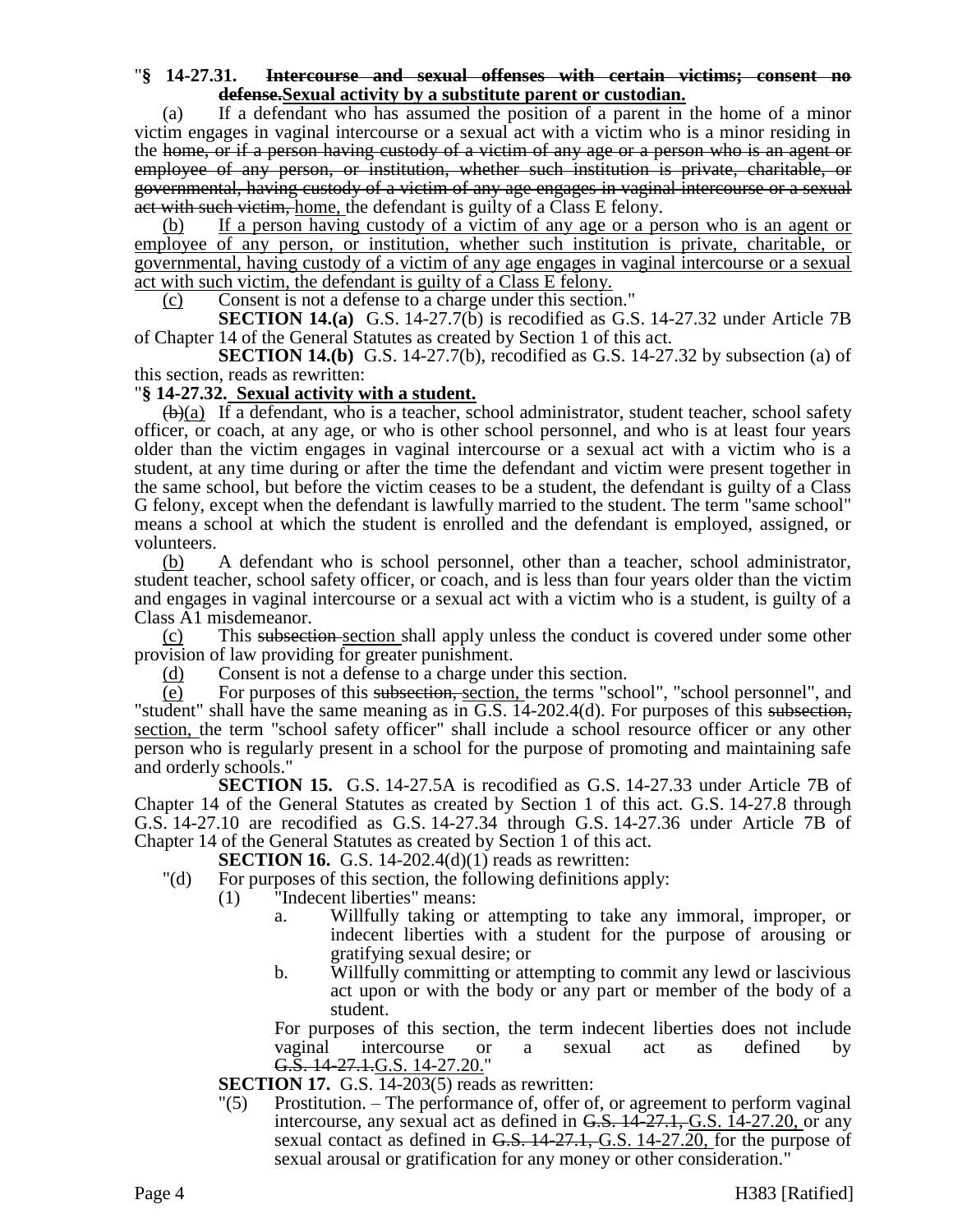"**§ 14-27.31. ~~Intercourse and sexual offenses with certain victims; consent no defense.~~Sexual activity by a substitute parent or custodian.**

(a) If a defendant who has assumed the position of a parent in the home of a minor victim engages in vaginal intercourse or a sexual act with a victim who is a minor residing in the ~~home, or if a person having custody of a victim of any age or a person who is an agent or employee of any person, or institution, whether such institution is private, charitable, or governmental, having custody of a victim of any age engages in vaginal intercourse or a sexual act with such victim,~~ home, the defendant is guilty of a Class E felony.

(b) If a person having custody of a victim of any age or a person who is an agent or employee of any person, or institution, whether such institution is private, charitable, or governmental, having custody of a victim of any age engages in vaginal intercourse or a sexual act with such victim, the defendant is guilty of a Class E felony.

(c) Consent is not a defense to a charge under this section."

**SECTION 14.(a)** G.S. 14-27.7(b) is recodified as G.S. 14-27.32 under Article 7B of Chapter 14 of the General Statutes as created by Section 1 of this act.

**SECTION 14.(b)** G.S. 14-27.7(b), recodified as G.S. 14-27.32 by subsection (a) of this section, reads as rewritten:

"**§ 14-27.32. Sexual activity with a student.**

~~(b)~~(a) If a defendant, who is a teacher, school administrator, student teacher, school safety officer, or coach, at any age, or who is other school personnel, and who is at least four years older than the victim engages in vaginal intercourse or a sexual act with a victim who is a student, at any time during or after the time the defendant and victim were present together in the same school, but before the victim ceases to be a student, the defendant is guilty of a Class G felony, except when the defendant is lawfully married to the student. The term "same school" means a school at which the student is enrolled and the defendant is employed, assigned, or volunteers.

(b) A defendant who is school personnel, other than a teacher, school administrator, student teacher, school safety officer, or coach, and is less than four years older than the victim and engages in vaginal intercourse or a sexual act with a victim who is a student, is guilty of a Class A1 misdemeanor.

(c) This ~~subsection~~ section shall apply unless the conduct is covered under some other provision of law providing for greater punishment.

(d) Consent is not a defense to a charge under this section.

(e) For purposes of this ~~subsection,~~ section, the terms "school", "school personnel", and "student" shall have the same meaning as in G.S. 14-202.4(d). For purposes of this ~~subsection,~~ section, the term "school safety officer" shall include a school resource officer or any other person who is regularly present in a school for the purpose of promoting and maintaining safe and orderly schools."

**SECTION 15.** G.S. 14-27.5A is recodified as G.S. 14-27.33 under Article 7B of Chapter 14 of the General Statutes as created by Section 1 of this act. G.S. 14-27.8 through G.S. 14-27.10 are recodified as G.S. 14-27.34 through G.S. 14-27.36 under Article 7B of Chapter 14 of the General Statutes as created by Section 1 of this act.

**SECTION 16.** G.S. 14-202.4(d)(1) reads as rewritten:

"(d) For purposes of this section, the following definitions apply:

(1) "Indecent liberties" means:

a. Willfully taking or attempting to take any immoral, improper, or indecent liberties with a student for the purpose of arousing or gratifying sexual desire; or

b. Willfully committing or attempting to commit any lewd or lascivious act upon or with the body or any part or member of the body of a student.

For purposes of this section, the term indecent liberties does not include vaginal intercourse or a sexual act as defined by ~~G.S. 14-27.1.~~G.S. 14-27.20."

**SECTION 17.** G.S. 14-203(5) reads as rewritten:

"(5) Prostitution. – The performance of, offer of, or agreement to perform vaginal intercourse, any sexual act as defined in ~~G.S. 14-27.1,~~ G.S. 14-27.20, or any sexual contact as defined in ~~G.S. 14-27.1,~~ G.S. 14-27.20, for the purpose of sexual arousal or gratification for any money or other consideration."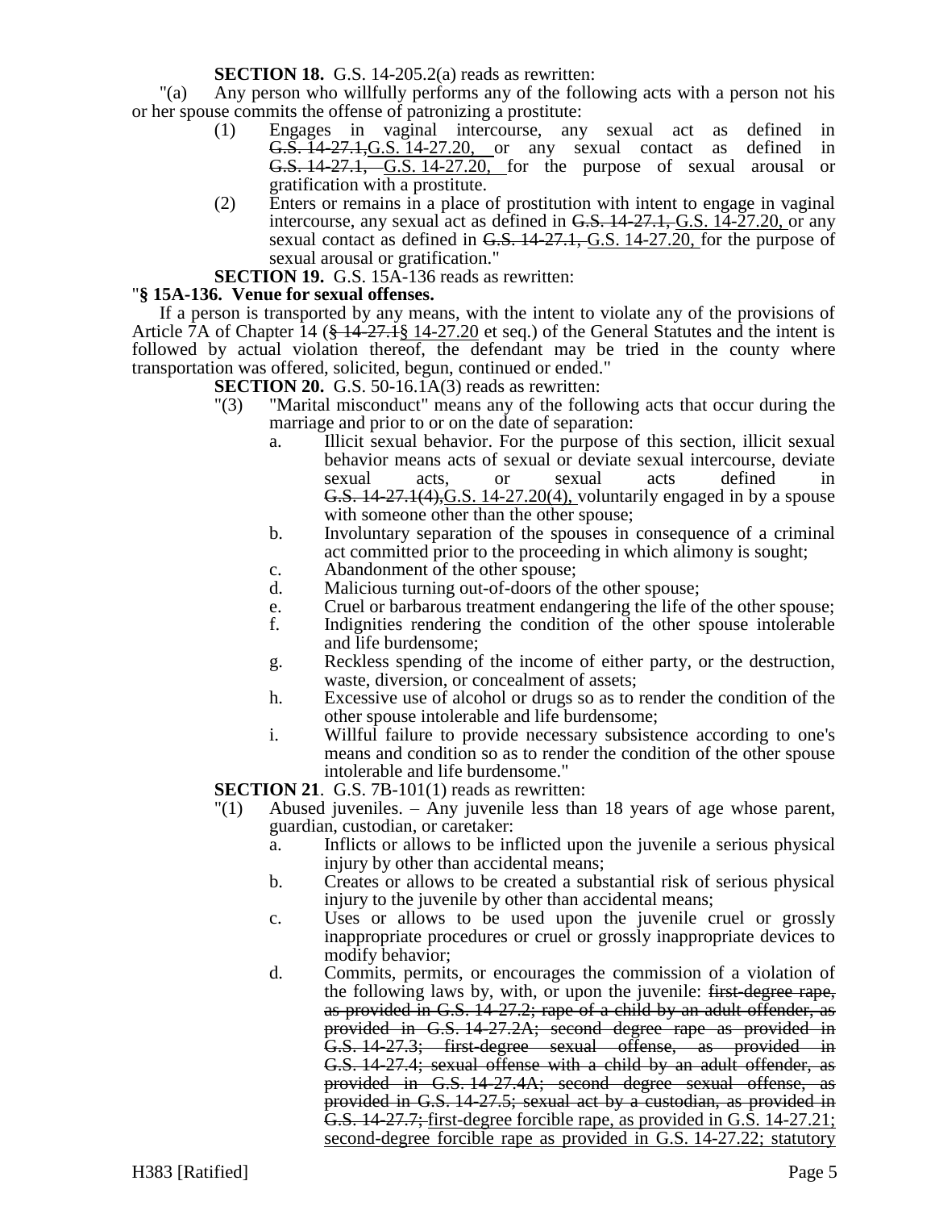**SECTION 18.** G.S. 14-205.2(a) reads as rewritten:

"(a) Any person who willfully performs any of the following acts with a person not his or her spouse commits the offense of patronizing a prostitute:

(1) Engages in vaginal intercourse, any sexual act as defined in ~~G.S. 14-27.1,~~G.S. 14-27.20, or any sexual contact as defined in ~~G.S. 14-27.1,~~ G.S. 14-27.20, for the purpose of sexual arousal or gratification with a prostitute.

(2) Enters or remains in a place of prostitution with intent to engage in vaginal intercourse, any sexual act as defined in ~~G.S. 14-27.1,~~ G.S. 14-27.20, or any sexual contact as defined in ~~G.S. 14-27.1,~~ G.S. 14-27.20, for the purpose of sexual arousal or gratification."

**SECTION 19.** G.S. 15A-136 reads as rewritten:

"**§ 15A-136. Venue for sexual offenses.**

If a person is transported by any means, with the intent to violate any of the provisions of Article 7A of Chapter 14 (~~§ 14-27.1~~§ 14-27.20 et seq.) of the General Statutes and the intent is followed by actual violation thereof, the defendant may be tried in the county where transportation was offered, solicited, begun, continued or ended."

**SECTION 20.** G.S. 50-16.1A(3) reads as rewritten:

"(3) "Marital misconduct" means any of the following acts that occur during the marriage and prior to or on the date of separation:

a. Illicit sexual behavior. For the purpose of this section, illicit sexual behavior means acts of sexual or deviate sexual intercourse, deviate sexual acts, or sexual acts defined in ~~G.S. 14-27.1(4),~~G.S. 14-27.20(4), voluntarily engaged in by a spouse with someone other than the other spouse;

b. Involuntary separation of the spouses in consequence of a criminal act committed prior to the proceeding in which alimony is sought;

c. Abandonment of the other spouse;

d. Malicious turning out-of-doors of the other spouse;

e. Cruel or barbarous treatment endangering the life of the other spouse;

f. Indignities rendering the condition of the other spouse intolerable and life burdensome;

g. Reckless spending of the income of either party, or the destruction, waste, diversion, or concealment of assets;

h. Excessive use of alcohol or drugs so as to render the condition of the other spouse intolerable and life burdensome;

i. Willful failure to provide necessary subsistence according to one's means and condition so as to render the condition of the other spouse intolerable and life burdensome."

**SECTION 21**. G.S. 7B-101(1) reads as rewritten:

"(1) Abused juveniles. – Any juvenile less than 18 years of age whose parent, guardian, custodian, or caretaker:

a. Inflicts or allows to be inflicted upon the juvenile a serious physical injury by other than accidental means;

b. Creates or allows to be created a substantial risk of serious physical injury to the juvenile by other than accidental means;

c. Uses or allows to be used upon the juvenile cruel or grossly inappropriate procedures or cruel or grossly inappropriate devices to modify behavior;

d. Commits, permits, or encourages the commission of a violation of the following laws by, with, or upon the juvenile: ~~first-degree rape, as provided in G.S. 14-27.2; rape of a child by an adult offender, as provided in G.S. 14-27.2A; second degree rape as provided in G.S. 14-27.3; first-degree sexual offense, as provided in G.S. 14-27.4; sexual offense with a child by an adult offender, as provided in G.S. 14-27.4A; second degree sexual offense, as provided in G.S. 14-27.5; sexual act by a custodian, as provided in G.S. 14-27.7;~~ first-degree forcible rape, as provided in G.S. 14-27.21; second-degree forcible rape as provided in G.S. 14-27.22; statutory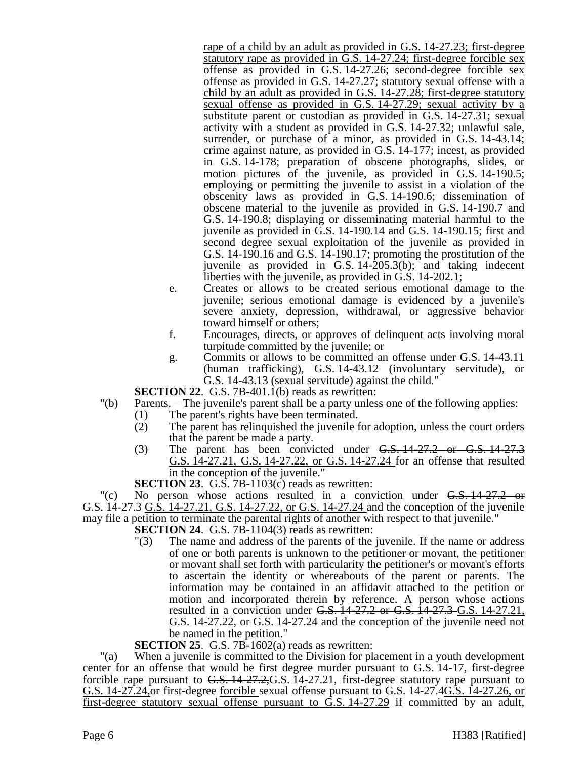rape of a child by an adult as provided in G.S. 14-27.23; first-degree statutory rape as provided in G.S. 14-27.24; first-degree forcible sex offense as provided in G.S. 14-27.26; second-degree forcible sex offense as provided in G.S. 14-27.27; statutory sexual offense with a child by an adult as provided in G.S. 14-27.28; first-degree statutory sexual offense as provided in G.S. 14-27.29; sexual activity by a substitute parent or custodian as provided in G.S. 14-27.31; sexual activity with a student as provided in G.S. 14-27.32; unlawful sale, surrender, or purchase of a minor, as provided in G.S. 14-43.14; crime against nature, as provided in G.S. 14-177; incest, as provided in G.S. 14-178; preparation of obscene photographs, slides, or motion pictures of the juvenile, as provided in G.S. 14-190.5; employing or permitting the juvenile to assist in a violation of the obscenity laws as provided in G.S. 14-190.6; dissemination of obscene material to the juvenile as provided in G.S. 14-190.7 and G.S. 14-190.8; displaying or disseminating material harmful to the juvenile as provided in G.S. 14-190.14 and G.S. 14-190.15; first and second degree sexual exploitation of the juvenile as provided in G.S. 14-190.16 and G.S. 14-190.17; promoting the prostitution of the juvenile as provided in G.S. 14-205.3(b); and taking indecent liberties with the juvenile, as provided in G.S. 14-202.1;

e. Creates or allows to be created serious emotional damage to the juvenile; serious emotional damage is evidenced by a juvenile's severe anxiety, depression, withdrawal, or aggressive behavior toward himself or others;

f. Encourages, directs, or approves of delinquent acts involving moral turpitude committed by the juvenile; or

g. Commits or allows to be committed an offense under G.S. 14-43.11 (human trafficking), G.S. 14-43.12 (involuntary servitude), or G.S. 14-43.13 (sexual servitude) against the child."

**SECTION 22**. G.S. 7B-401.1(b) reads as rewritten:

"(b) Parents. – The juvenile's parent shall be a party unless one of the following applies:

(1) The parent's rights have been terminated.

(2) The parent has relinquished the juvenile for adoption, unless the court orders that the parent be made a party.

(3) The parent has been convicted under ~~G.S. 14-27.2 or G.S. 14-27.3~~ G.S. 14-27.21, G.S. 14-27.22, or G.S. 14-27.24 for an offense that resulted in the conception of the juvenile."

**SECTION 23**. G.S. 7B-1103(c) reads as rewritten:

"(c) No person whose actions resulted in a conviction under ~~G.S. 14-27.2 or G.S. 14-27.3~~ G.S. 14-27.21, G.S. 14-27.22, or G.S. 14-27.24 and the conception of the juvenile may file a petition to terminate the parental rights of another with respect to that juvenile."

**SECTION 24**. G.S. 7B-1104(3) reads as rewritten:

"(3) The name and address of the parents of the juvenile. If the name or address of one or both parents is unknown to the petitioner or movant, the petitioner or movant shall set forth with particularity the petitioner's or movant's efforts to ascertain the identity or whereabouts of the parent or parents. The information may be contained in an affidavit attached to the petition or motion and incorporated therein by reference. A person whose actions resulted in a conviction under ~~G.S. 14-27.2 or G.S. 14-27.3~~ G.S. 14-27.21, G.S. 14-27.22, or G.S. 14-27.24 and the conception of the juvenile need not be named in the petition."

**SECTION 25**. G.S. 7B-1602(a) reads as rewritten:

"(a) When a juvenile is committed to the Division for placement in a youth development center for an offense that would be first degree murder pursuant to G.S. 14-17, first-degree forcible rape pursuant to ~~G.S. 14-27.2,~~G.S. 14-27.21, first-degree statutory rape pursuant to G.S. 14-27.24,~~or~~ first-degree forcible sexual offense pursuant to ~~G.S. 14-27.4~~G.S. 14-27.26, or first-degree statutory sexual offense pursuant to G.S. 14-27.29 if committed by an adult,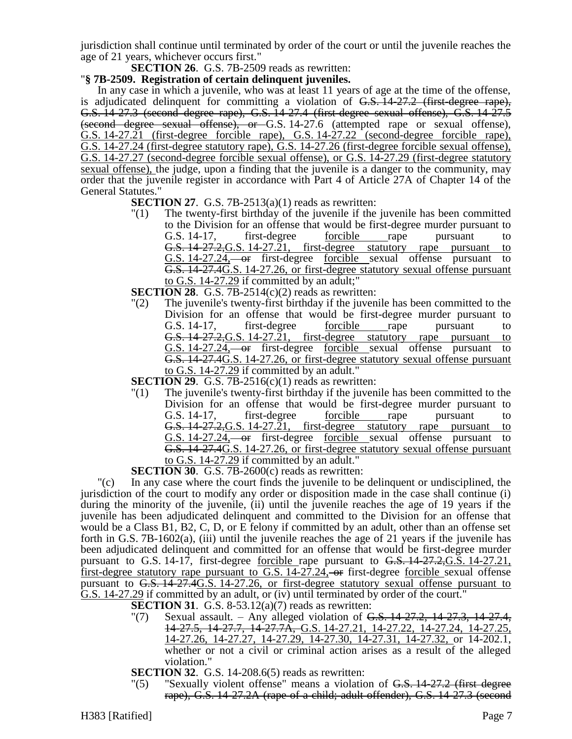jurisdiction shall continue until terminated by order of the court or until the juvenile reaches the age of 21 years, whichever occurs first."

**SECTION 26**. G.S. 7B-2509 reads as rewritten:

"**§ 7B-2509. Registration of certain delinquent juveniles.**

In any case in which a juvenile, who was at least 11 years of age at the time of the offense, is adjudicated delinquent for committing a violation of ~~G.S. 14-27.2 (first-degree rape), G.S. 14-27.3 (second degree rape), G.S. 14-27.4 (first-degree sexual offense), G.S. 14-27.5 (second degree sexual offense), or~~ G.S. 14-27.6 (attempted rape or sexual offense), G.S. 14-27.21 (first-degree forcible rape), G.S. 14-27.22 (second-degree forcible rape), G.S. 14-27.24 (first-degree statutory rape), G.S. 14-27.26 (first-degree forcible sexual offense), G.S. 14-27.27 (second-degree forcible sexual offense), or G.S. 14-27.29 (first-degree statutory sexual offense), the judge, upon a finding that the juvenile is a danger to the community, may order that the juvenile register in accordance with Part 4 of Article 27A of Chapter 14 of the General Statutes."

**SECTION 27**. G.S. 7B-2513(a)(1) reads as rewritten:

"(1) The twenty-first birthday of the juvenile if the juvenile has been committed to the Division for an offense that would be first-degree murder pursuant to G.S. 14-17, first-degree forcible rape pursuant to ~~G.S. 14-27.2,~~G.S. 14-27.21, first-degree statutory rape pursuant to G.S. 14-27.24, ~~or~~ first-degree forcible sexual offense pursuant to ~~G.S. 14-27.4~~G.S. 14-27.26, or first-degree statutory sexual offense pursuant to G.S. 14-27.29 if committed by an adult;"

**SECTION 28**. G.S. 7B-2514(c)(2) reads as rewritten:

"(2) The juvenile's twenty-first birthday if the juvenile has been committed to the Division for an offense that would be first-degree murder pursuant to G.S. 14-17, first-degree forcible rape pursuant to ~~G.S. 14-27.2,~~G.S. 14-27.21, first-degree statutory rape pursuant to G.S. 14-27.24, ~~or~~ first-degree forcible sexual offense pursuant to ~~G.S. 14-27.4~~G.S. 14-27.26, or first-degree statutory sexual offense pursuant to G.S. 14-27.29 if committed by an adult."

**SECTION 29**. G.S. 7B-2516(c)(1) reads as rewritten:

"(1) The juvenile's twenty-first birthday if the juvenile has been committed to the Division for an offense that would be first-degree murder pursuant to G.S. 14-17, first-degree forcible rape pursuant to ~~G.S. 14-27.2,~~G.S. 14-27.21, first-degree statutory rape pursuant to G.S. 14-27.24, ~~or~~ first-degree forcible sexual offense pursuant to ~~G.S. 14-27.4~~G.S. 14-27.26, or first-degree statutory sexual offense pursuant to G.S. 14-27.29 if committed by an adult."

**SECTION 30**. G.S. 7B-2600(c) reads as rewritten:

"(c) In any case where the court finds the juvenile to be delinquent or undisciplined, the jurisdiction of the court to modify any order or disposition made in the case shall continue (i) during the minority of the juvenile, (ii) until the juvenile reaches the age of 19 years if the juvenile has been adjudicated delinquent and committed to the Division for an offense that would be a Class B1, B2, C, D, or E felony if committed by an adult, other than an offense set forth in G.S. 7B-1602(a), (iii) until the juvenile reaches the age of 21 years if the juvenile has been adjudicated delinquent and committed for an offense that would be first-degree murder pursuant to G.S. 14-17, first-degree forcible rape pursuant to ~~G.S. 14-27.2,~~G.S. 14-27.21, first-degree statutory rape pursuant to G.S. 14-27.24, ~~or~~ first-degree forcible sexual offense pursuant to ~~G.S. 14-27.4~~G.S. 14-27.26, or first-degree statutory sexual offense pursuant to G.S. 14-27.29 if committed by an adult, or (iv) until terminated by order of the court."

**SECTION 31**. G.S. 8-53.12(a)(7) reads as rewritten:

"(7) Sexual assault. – Any alleged violation of ~~G.S. 14-27.2, 14-27.3, 14-27.4, 14-27.5, 14-27.7, 14-27.7A,~~ G.S. 14-27.21, 14-27.22, 14-27.24, 14-27.25, 14-27.26, 14-27.27, 14-27.29, 14-27.30, 14-27.31, 14-27.32, or 14-202.1, whether or not a civil or criminal action arises as a result of the alleged violation."

**SECTION 32**. G.S. 14-208.6(5) reads as rewritten:

"(5) "Sexually violent offense" means a violation of ~~G.S. 14-27.2 (first degree rape), G.S. 14-27.2A (rape of a child; adult offender), G.S. 14-27.3 (second~~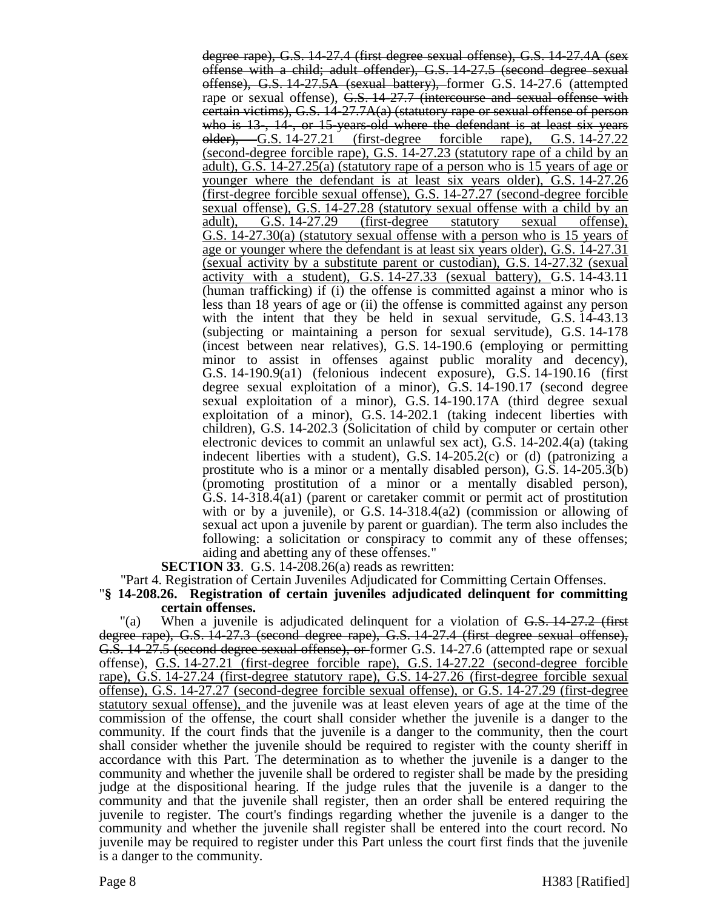~~degree rape), G.S. 14-27.4 (first degree sexual offense), G.S. 14-27.4A (sex offense with a child; adult offender), G.S. 14-27.5 (second degree sexual offense), G.S. 14-27.5A (sexual battery),~~ former G.S. 14-27.6 (attempted rape or sexual offense), ~~G.S. 14-27.7 (intercourse and sexual offense with certain victims), G.S. 14-27.7A(a) (statutory rape or sexual offense of person who is 13-, 14-, or 15-years-old where the defendant is at least six years older),~~ <u>G.S. 14-27.21 (first-degree forcible rape), G.S. 14-27.22 (second-degree forcible rape), G.S. 14-27.23 (statutory rape of a child by an adult), G.S. 14-27.25(a) (statutory rape of a person who is 15 years of age or younger where the defendant is at least six years older), G.S. 14-27.26 (first-degree forcible sexual offense), G.S. 14-27.27 (second-degree forcible sexual offense), G.S. 14-27.28 (statutory sexual offense with a child by an adult), G.S. 14-27.29 (first-degree statutory sexual offense), G.S. 14-27.30(a) (statutory sexual offense with a person who is 15 years of age or younger where the defendant is at least six years older), G.S. 14-27.31 (sexual activity by a substitute parent or custodian), G.S. 14-27.32 (sexual activity with a student), G.S. 14-27.33 (sexual battery),</u> G.S. 14-43.11 (human trafficking) if (i) the offense is committed against a minor who is less than 18 years of age or (ii) the offense is committed against any person with the intent that they be held in sexual servitude, G.S. 14-43.13 (subjecting or maintaining a person for sexual servitude), G.S. 14-178 (incest between near relatives), G.S. 14-190.6 (employing or permitting minor to assist in offenses against public morality and decency), G.S. 14-190.9(a1) (felonious indecent exposure), G.S. 14-190.16 (first degree sexual exploitation of a minor), G.S. 14-190.17 (second degree sexual exploitation of a minor), G.S. 14-190.17A (third degree sexual exploitation of a minor), G.S. 14-202.1 (taking indecent liberties with children), G.S. 14-202.3 (Solicitation of child by computer or certain other electronic devices to commit an unlawful sex act), G.S. 14-202.4(a) (taking indecent liberties with a student), G.S. 14-205.2(c) or (d) (patronizing a prostitute who is a minor or a mentally disabled person), G.S. 14-205.3(b) (promoting prostitution of a minor or a mentally disabled person), G.S. 14-318.4(a1) (parent or caretaker commit or permit act of prostitution with or by a juvenile), or G.S. 14-318.4(a2) (commission or allowing of sexual act upon a juvenile by parent or guardian). The term also includes the following: a solicitation or conspiracy to commit any of these offenses; aiding and abetting any of these offenses."

**SECTION 33**. G.S. 14-208.26(a) reads as rewritten:

"Part 4. Registration of Certain Juveniles Adjudicated for Committing Certain Offenses.

"**§ 14-208.26. Registration of certain juveniles adjudicated delinquent for committing certain offenses.**

"(a) When a juvenile is adjudicated delinquent for a violation of ~~G.S. 14-27.2 (first degree rape), G.S. 14-27.3 (second degree rape), G.S. 14-27.4 (first degree sexual offense), G.S. 14-27.5 (second degree sexual offense), or~~ former G.S. 14-27.6 (attempted rape or sexual offense), <u>G.S. 14-27.21 (first-degree forcible rape), G.S. 14-27.22 (second-degree forcible rape), G.S. 14-27.24 (first-degree statutory rape), G.S. 14-27.26 (first-degree forcible sexual offense), G.S. 14-27.27 (second-degree forcible sexual offense), or G.S. 14-27.29 (first-degree statutory sexual offense),</u> and the juvenile was at least eleven years of age at the time of the commission of the offense, the court shall consider whether the juvenile is a danger to the community. If the court finds that the juvenile is a danger to the community, then the court shall consider whether the juvenile should be required to register with the county sheriff in accordance with this Part. The determination as to whether the juvenile is a danger to the community and whether the juvenile shall be ordered to register shall be made by the presiding judge at the dispositional hearing. If the judge rules that the juvenile is a danger to the community and that the juvenile shall register, then an order shall be entered requiring the juvenile to register. The court's findings regarding whether the juvenile is a danger to the community and whether the juvenile shall register shall be entered into the court record. No juvenile may be required to register under this Part unless the court first finds that the juvenile is a danger to the community.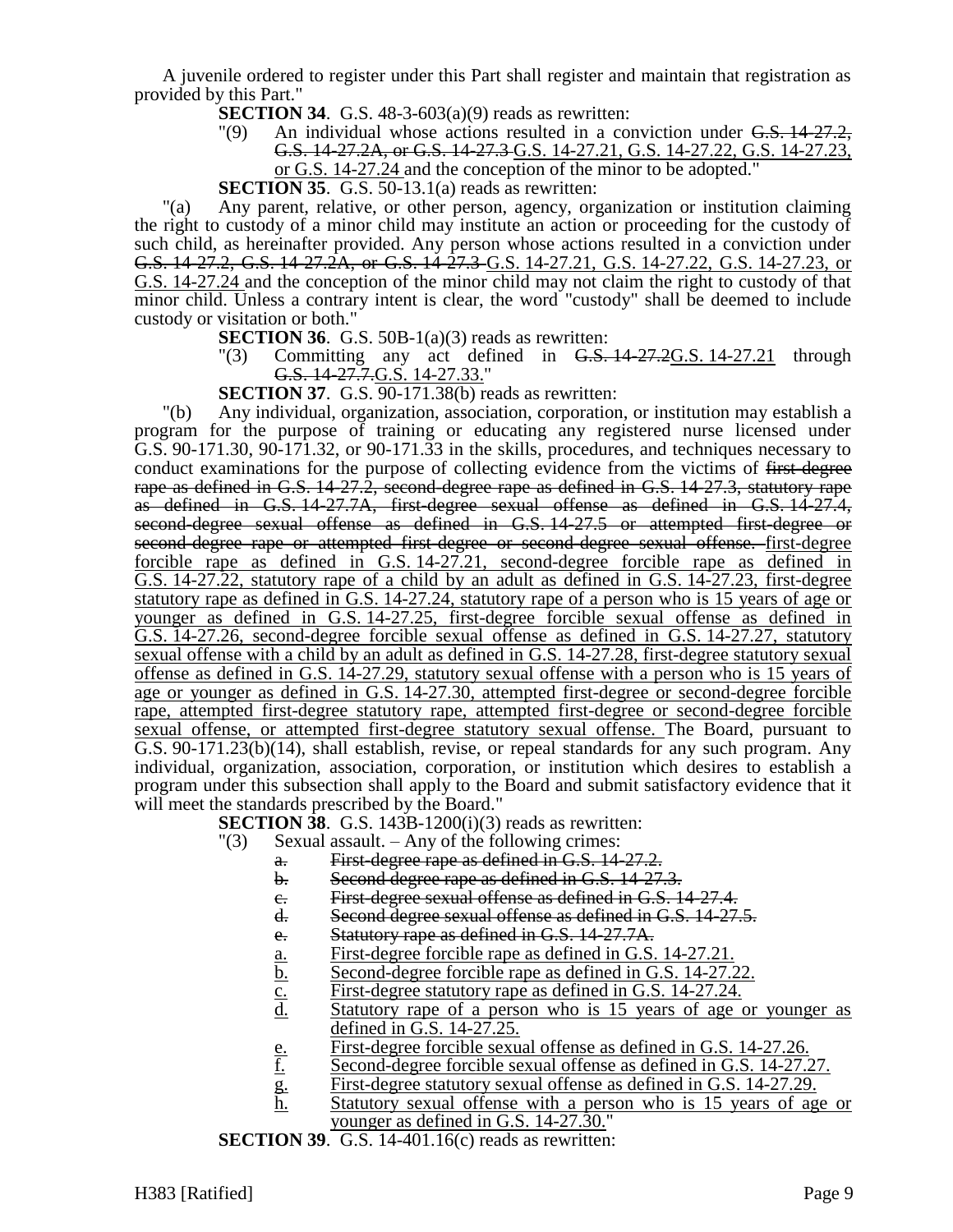A juvenile ordered to register under this Part shall register and maintain that registration as provided by this Part."

**SECTION 34**. G.S. 48-3-603(a)(9) reads as rewritten:

"(9) An individual whose actions resulted in a conviction under ~~G.S. 14-27.2, G.S. 14-27.2A, or G.S. 14-27.3~~ G.S. 14-27.21, G.S. 14-27.22, G.S. 14-27.23, or G.S. 14-27.24 and the conception of the minor to be adopted."

**SECTION 35**. G.S. 50-13.1(a) reads as rewritten:

"(a) Any parent, relative, or other person, agency, organization or institution claiming the right to custody of a minor child may institute an action or proceeding for the custody of such child, as hereinafter provided. Any person whose actions resulted in a conviction under ~~G.S. 14-27.2, G.S. 14-27.2A, or G.S. 14-27.3~~ G.S. 14-27.21, G.S. 14-27.22, G.S. 14-27.23, or G.S. 14-27.24 and the conception of the minor child may not claim the right to custody of that minor child. Unless a contrary intent is clear, the word "custody" shall be deemed to include custody or visitation or both."

**SECTION 36**. G.S. 50B-1(a)(3) reads as rewritten:

"(3) Committing any act defined in ~~G.S. 14-27.2~~G.S. 14-27.21 through ~~G.S. 14-27.7.~~G.S. 14-27.33."

**SECTION 37**. G.S. 90-171.38(b) reads as rewritten:

"(b) Any individual, organization, association, corporation, or institution may establish a program for the purpose of training or educating any registered nurse licensed under G.S. 90-171.30, 90-171.32, or 90-171.33 in the skills, procedures, and techniques necessary to conduct examinations for the purpose of collecting evidence from the victims of ~~first-degree rape as defined in G.S. 14-27.2, second-degree rape as defined in G.S. 14-27.3, statutory rape as defined in G.S. 14-27.7A, first-degree sexual offense as defined in G.S. 14-27.4, second-degree sexual offense as defined in G.S. 14-27.5 or attempted first-degree or second-degree rape or attempted first-degree or second-degree sexual offense.~~ first-degree forcible rape as defined in G.S. 14-27.21, second-degree forcible rape as defined in G.S. 14-27.22, statutory rape of a child by an adult as defined in G.S. 14-27.23, first-degree statutory rape as defined in G.S. 14-27.24, statutory rape of a person who is 15 years of age or younger as defined in G.S. 14-27.25, first-degree forcible sexual offense as defined in G.S. 14-27.26, second-degree forcible sexual offense as defined in G.S. 14-27.27, statutory sexual offense with a child by an adult as defined in G.S. 14-27.28, first-degree statutory sexual offense as defined in G.S. 14-27.29, statutory sexual offense with a person who is 15 years of age or younger as defined in G.S. 14-27.30, attempted first-degree or second-degree forcible rape, attempted first-degree statutory rape, attempted first-degree or second-degree forcible sexual offense, or attempted first-degree statutory sexual offense. The Board, pursuant to G.S. 90-171.23(b)(14), shall establish, revise, or repeal standards for any such program. Any individual, organization, association, corporation, or institution which desires to establish a program under this subsection shall apply to the Board and submit satisfactory evidence that it will meet the standards prescribed by the Board."

**SECTION 38**. G.S. 143B-1200(i)(3) reads as rewritten:

"(3) Sexual assault. – Any of the following crimes:

~~a. First-degree rape as defined in G.S. 14-27.2.~~
~~b. Second degree rape as defined in G.S. 14-27.3.~~
~~c. First-degree sexual offense as defined in G.S. 14-27.4.~~
~~d. Second degree sexual offense as defined in G.S. 14-27.5.~~
~~e. Statutory rape as defined in G.S. 14-27.7A.~~
a. First-degree forcible rape as defined in G.S. 14-27.21.
b. Second-degree forcible rape as defined in G.S. 14-27.22.
c. First-degree statutory rape as defined in G.S. 14-27.24.
d. Statutory rape of a person who is 15 years of age or younger as defined in G.S. 14-27.25.
e. First-degree forcible sexual offense as defined in G.S. 14-27.26.
f. Second-degree forcible sexual offense as defined in G.S. 14-27.27.
g. First-degree statutory sexual offense as defined in G.S. 14-27.29.
h. Statutory sexual offense with a person who is 15 years of age or younger as defined in G.S. 14-27.30."

**SECTION 39**. G.S. 14-401.16(c) reads as rewritten: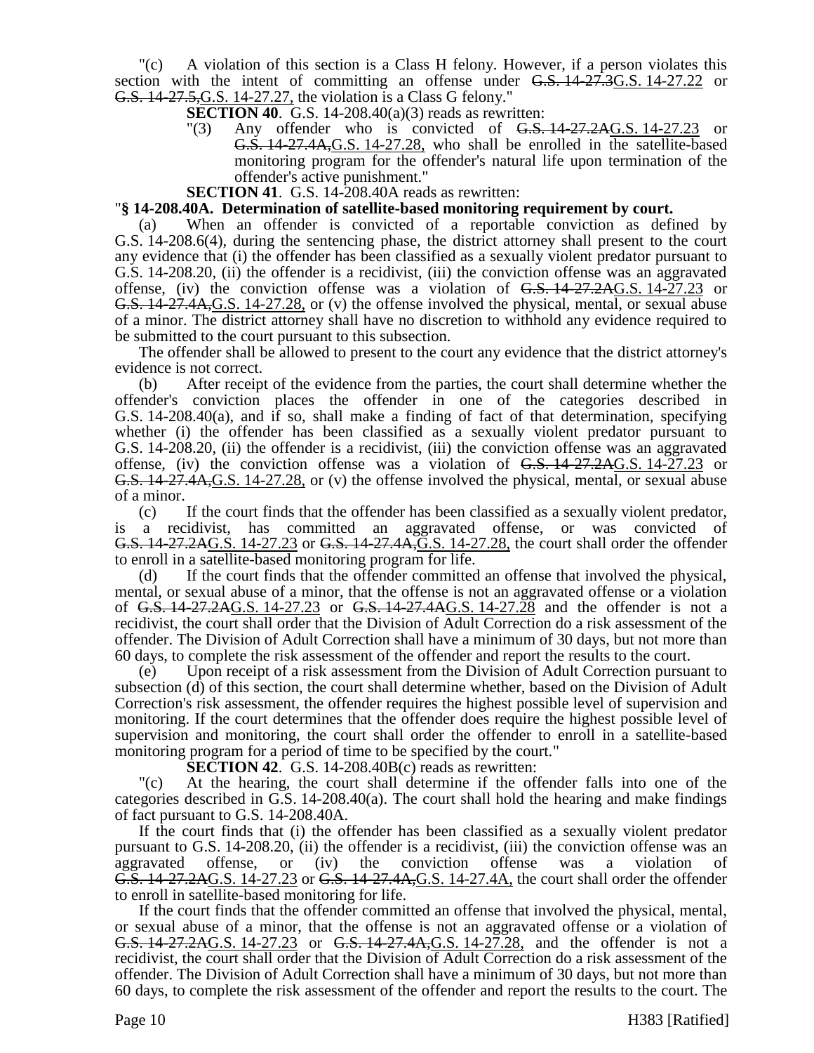"(c) A violation of this section is a Class H felony. However, if a person violates this section with the intent of committing an offense under ~~G.S. 14-27.3~~G.S. 14-27.22 or ~~G.S. 14-27.5,~~G.S. 14-27.27, the violation is a Class G felony."

**SECTION 40**. G.S. 14-208.40(a)(3) reads as rewritten:

"(3) Any offender who is convicted of ~~G.S. 14-27.2A~~G.S. 14-27.23 or ~~G.S. 14-27.4A,~~G.S. 14-27.28, who shall be enrolled in the satellite-based monitoring program for the offender's natural life upon termination of the offender's active punishment."

**SECTION 41**. G.S. 14-208.40A reads as rewritten:

"**§ 14-208.40A. Determination of satellite-based monitoring requirement by court.**

(a) When an offender is convicted of a reportable conviction as defined by G.S. 14-208.6(4), during the sentencing phase, the district attorney shall present to the court any evidence that (i) the offender has been classified as a sexually violent predator pursuant to G.S. 14-208.20, (ii) the offender is a recidivist, (iii) the conviction offense was an aggravated offense, (iv) the conviction offense was a violation of ~~G.S. 14-27.2A~~G.S. 14-27.23 or ~~G.S. 14-27.4A,~~G.S. 14-27.28, or (v) the offense involved the physical, mental, or sexual abuse of a minor. The district attorney shall have no discretion to withhold any evidence required to be submitted to the court pursuant to this subsection.

The offender shall be allowed to present to the court any evidence that the district attorney's evidence is not correct.

(b) After receipt of the evidence from the parties, the court shall determine whether the offender's conviction places the offender in one of the categories described in G.S. 14-208.40(a), and if so, shall make a finding of fact of that determination, specifying whether (i) the offender has been classified as a sexually violent predator pursuant to G.S. 14-208.20, (ii) the offender is a recidivist, (iii) the conviction offense was an aggravated offense, (iv) the conviction offense was a violation of ~~G.S. 14-27.2A~~G.S. 14-27.23 or ~~G.S. 14-27.4A,~~G.S. 14-27.28, or (v) the offense involved the physical, mental, or sexual abuse of a minor.

(c) If the court finds that the offender has been classified as a sexually violent predator, is a recidivist, has committed an aggravated offense, or was convicted of ~~G.S. 14-27.2A~~G.S. 14-27.23 or ~~G.S. 14-27.4A,~~G.S. 14-27.28, the court shall order the offender to enroll in a satellite-based monitoring program for life.

(d) If the court finds that the offender committed an offense that involved the physical, mental, or sexual abuse of a minor, that the offense is not an aggravated offense or a violation of ~~G.S. 14-27.2A~~G.S. 14-27.23 or ~~G.S. 14-27.4A~~G.S. 14-27.28 and the offender is not a recidivist, the court shall order that the Division of Adult Correction do a risk assessment of the offender. The Division of Adult Correction shall have a minimum of 30 days, but not more than 60 days, to complete the risk assessment of the offender and report the results to the court.

(e) Upon receipt of a risk assessment from the Division of Adult Correction pursuant to subsection (d) of this section, the court shall determine whether, based on the Division of Adult Correction's risk assessment, the offender requires the highest possible level of supervision and monitoring. If the court determines that the offender does require the highest possible level of supervision and monitoring, the court shall order the offender to enroll in a satellite-based monitoring program for a period of time to be specified by the court."

**SECTION 42**. G.S. 14-208.40B(c) reads as rewritten:

"(c) At the hearing, the court shall determine if the offender falls into one of the categories described in G.S. 14-208.40(a). The court shall hold the hearing and make findings of fact pursuant to G.S. 14-208.40A.

If the court finds that (i) the offender has been classified as a sexually violent predator pursuant to G.S. 14-208.20, (ii) the offender is a recidivist, (iii) the conviction offense was an aggravated offense, or (iv) the conviction offense was a violation of ~~G.S. 14-27.2A~~G.S. 14-27.23 or ~~G.S. 14-27.4A,~~G.S. 14-27.4A, the court shall order the offender to enroll in satellite-based monitoring for life.

If the court finds that the offender committed an offense that involved the physical, mental, or sexual abuse of a minor, that the offense is not an aggravated offense or a violation of ~~G.S. 14-27.2A~~G.S. 14-27.23 or ~~G.S. 14-27.4A,~~G.S. 14-27.28, and the offender is not a recidivist, the court shall order that the Division of Adult Correction do a risk assessment of the offender. The Division of Adult Correction shall have a minimum of 30 days, but not more than 60 days, to complete the risk assessment of the offender and report the results to the court. The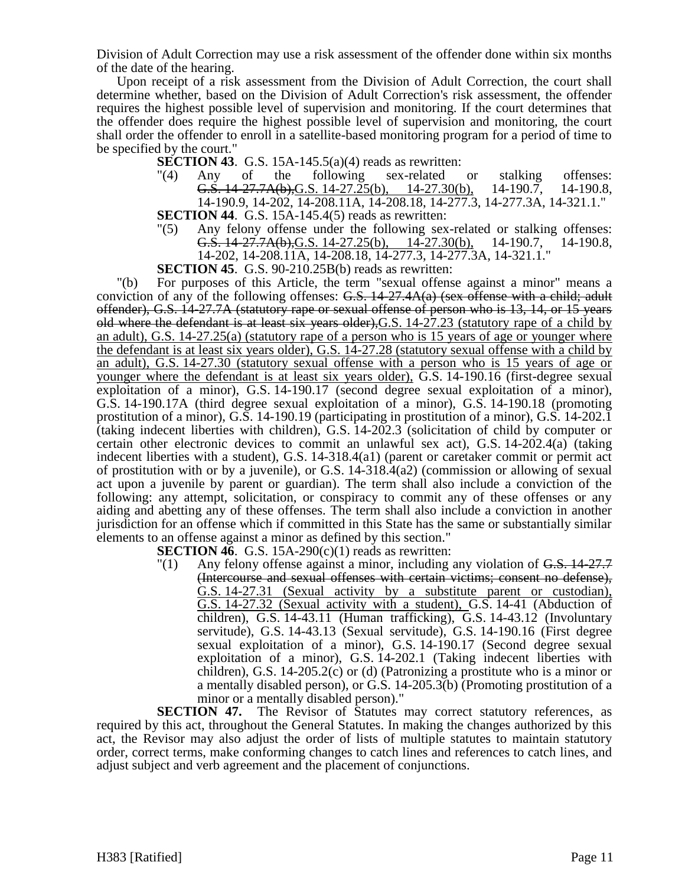Division of Adult Correction may use a risk assessment of the offender done within six months of the date of the hearing.

Upon receipt of a risk assessment from the Division of Adult Correction, the court shall determine whether, based on the Division of Adult Correction's risk assessment, the offender requires the highest possible level of supervision and monitoring. If the court determines that the offender does require the highest possible level of supervision and monitoring, the court shall order the offender to enroll in a satellite-based monitoring program for a period of time to be specified by the court."

**SECTION 43**. G.S. 15A-145.5(a)(4) reads as rewritten:

"(4) Any of the following sex-related or stalking offenses: ~~G.S. 14-27.7A(b),~~G.S. 14-27.25(b), 14-27.30(b), 14-190.7, 14-190.8, 14-190.9, 14-202, 14-208.11A, 14-208.18, 14-277.3, 14-277.3A, 14-321.1."

**SECTION 44**. G.S. 15A-145.4(5) reads as rewritten:

"(5) Any felony offense under the following sex-related or stalking offenses: ~~G.S. 14-27.7A(b),~~G.S. 14-27.25(b), 14-27.30(b), 14-190.7, 14-190.8, 14-202, 14-208.11A, 14-208.18, 14-277.3, 14-277.3A, 14-321.1."

**SECTION 45**. G.S. 90-210.25B(b) reads as rewritten:

"(b) For purposes of this Article, the term "sexual offense against a minor" means a conviction of any of the following offenses: ~~G.S. 14-27.4A(a) (sex offense with a child; adult offender), G.S. 14-27.7A (statutory rape or sexual offense of person who is 13, 14, or 15 years old where the defendant is at least six years older),~~G.S. 14-27.23 (statutory rape of a child by an adult), G.S. 14-27.25(a) (statutory rape of a person who is 15 years of age or younger where the defendant is at least six years older), G.S. 14-27.28 (statutory sexual offense with a child by an adult), G.S. 14-27.30 (statutory sexual offense with a person who is 15 years of age or younger where the defendant is at least six years older), G.S. 14-190.16 (first-degree sexual exploitation of a minor), G.S. 14-190.17 (second degree sexual exploitation of a minor), G.S. 14-190.17A (third degree sexual exploitation of a minor), G.S. 14-190.18 (promoting prostitution of a minor), G.S. 14-190.19 (participating in prostitution of a minor), G.S. 14-202.1 (taking indecent liberties with children), G.S. 14-202.3 (solicitation of child by computer or certain other electronic devices to commit an unlawful sex act), G.S. 14-202.4(a) (taking indecent liberties with a student), G.S. 14-318.4(a1) (parent or caretaker commit or permit act of prostitution with or by a juvenile), or G.S. 14-318.4(a2) (commission or allowing of sexual act upon a juvenile by parent or guardian). The term shall also include a conviction of the following: any attempt, solicitation, or conspiracy to commit any of these offenses or any aiding and abetting any of these offenses. The term shall also include a conviction in another jurisdiction for an offense which if committed in this State has the same or substantially similar elements to an offense against a minor as defined by this section."

**SECTION 46**. G.S. 15A-290(c)(1) reads as rewritten:

"(1) Any felony offense against a minor, including any violation of ~~G.S. 14-27.7 (Intercourse and sexual offenses with certain victims; consent no defense),~~ G.S. 14-27.31 (Sexual activity by a substitute parent or custodian), G.S. 14-27.32 (Sexual activity with a student), G.S. 14-41 (Abduction of children), G.S. 14-43.11 (Human trafficking), G.S. 14-43.12 (Involuntary servitude), G.S. 14-43.13 (Sexual servitude), G.S. 14-190.16 (First degree sexual exploitation of a minor), G.S. 14-190.17 (Second degree sexual exploitation of a minor), G.S. 14-202.1 (Taking indecent liberties with children), G.S. 14-205.2(c) or (d) (Patronizing a prostitute who is a minor or a mentally disabled person), or G.S. 14-205.3(b) (Promoting prostitution of a minor or a mentally disabled person)."

**SECTION 47.** The Revisor of Statutes may correct statutory references, as required by this act, throughout the General Statutes. In making the changes authorized by this act, the Revisor may also adjust the order of lists of multiple statutes to maintain statutory order, correct terms, make conforming changes to catch lines and references to catch lines, and adjust subject and verb agreement and the placement of conjunctions.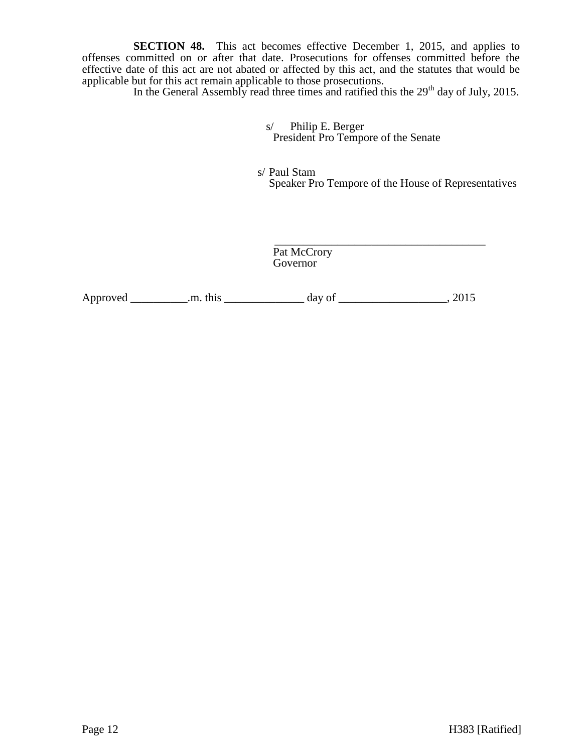**SECTION 48.** This act becomes effective December 1, 2015, and applies to offenses committed on or after that date. Prosecutions for offenses committed before the effective date of this act are not abated or affected by this act, and the statutes that would be applicable but for this act remain applicable to those prosecutions.

In the General Assembly read three times and ratified this the 29th day of July, 2015.

s/ Philip E. Berger
President Pro Tempore of the Senate

s/ Paul Stam
Speaker Pro Tempore of the House of Representatives

_____________________________________
Pat McCrory
Governor

Approved __________.m. this ______________ day of ___________________, 2015